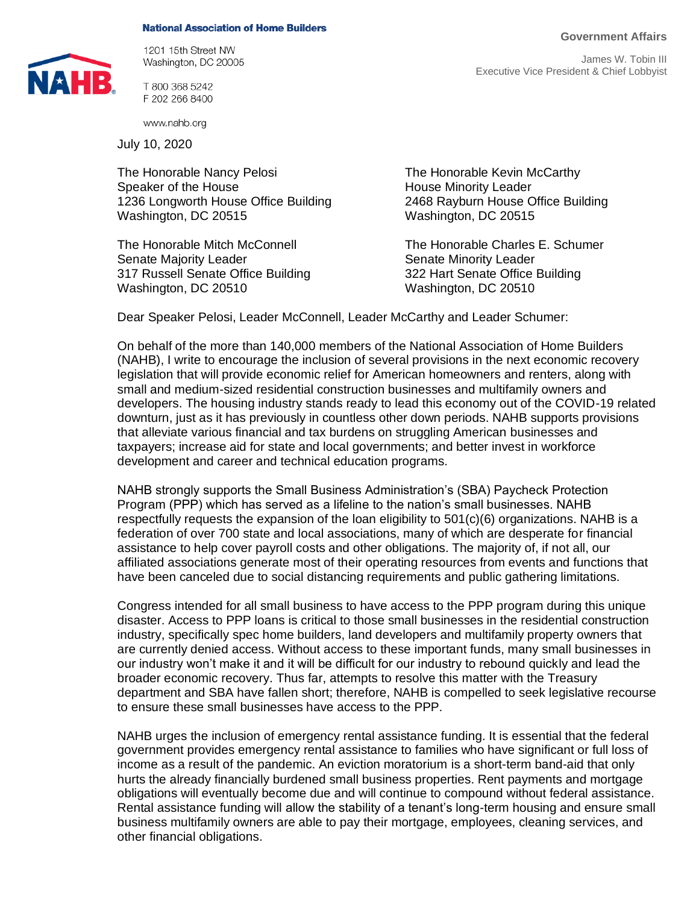**National Association of Home Builders**

1201 15th Street NW
Washington, DC 20005

T 800 368 5242
F 202 266 8400

www.nahb.org

**Government Affairs**

James W. Tobin III
Executive Vice President & Chief Lobbyist

July 10, 2020

The Honorable Nancy Pelosi
Speaker of the House
1236 Longworth House Office Building
Washington, DC 20515

The Honorable Kevin McCarthy
House Minority Leader
2468 Rayburn House Office Building
Washington, DC 20515

The Honorable Mitch McConnell
Senate Majority Leader
317 Russell Senate Office Building
Washington, DC 20510

The Honorable Charles E. Schumer
Senate Minority Leader
322 Hart Senate Office Building
Washington, DC 20510

Dear Speaker Pelosi, Leader McConnell, Leader McCarthy and Leader Schumer:

On behalf of the more than 140,000 members of the National Association of Home Builders (NAHB), I write to encourage the inclusion of several provisions in the next economic recovery legislation that will provide economic relief for American homeowners and renters, along with small and medium-sized residential construction businesses and multifamily owners and developers. The housing industry stands ready to lead this economy out of the COVID-19 related downturn, just as it has previously in countless other down periods. NAHB supports provisions that alleviate various financial and tax burdens on struggling American businesses and taxpayers; increase aid for state and local governments; and better invest in workforce development and career and technical education programs.

NAHB strongly supports the Small Business Administration's (SBA) Paycheck Protection Program (PPP) which has served as a lifeline to the nation's small businesses. NAHB respectfully requests the expansion of the loan eligibility to 501(c)(6) organizations. NAHB is a federation of over 700 state and local associations, many of which are desperate for financial assistance to help cover payroll costs and other obligations. The majority of, if not all, our affiliated associations generate most of their operating resources from events and functions that have been canceled due to social distancing requirements and public gathering limitations.

Congress intended for all small business to have access to the PPP program during this unique disaster. Access to PPP loans is critical to those small businesses in the residential construction industry, specifically spec home builders, land developers and multifamily property owners that are currently denied access. Without access to these important funds, many small businesses in our industry won't make it and it will be difficult for our industry to rebound quickly and lead the broader economic recovery. Thus far, attempts to resolve this matter with the Treasury department and SBA have fallen short; therefore, NAHB is compelled to seek legislative recourse to ensure these small businesses have access to the PPP.

NAHB urges the inclusion of emergency rental assistance funding. It is essential that the federal government provides emergency rental assistance to families who have significant or full loss of income as a result of the pandemic. An eviction moratorium is a short-term band-aid that only hurts the already financially burdened small business properties. Rent payments and mortgage obligations will eventually become due and will continue to compound without federal assistance. Rental assistance funding will allow the stability of a tenant's long-term housing and ensure small business multifamily owners are able to pay their mortgage, employees, cleaning services, and other financial obligations.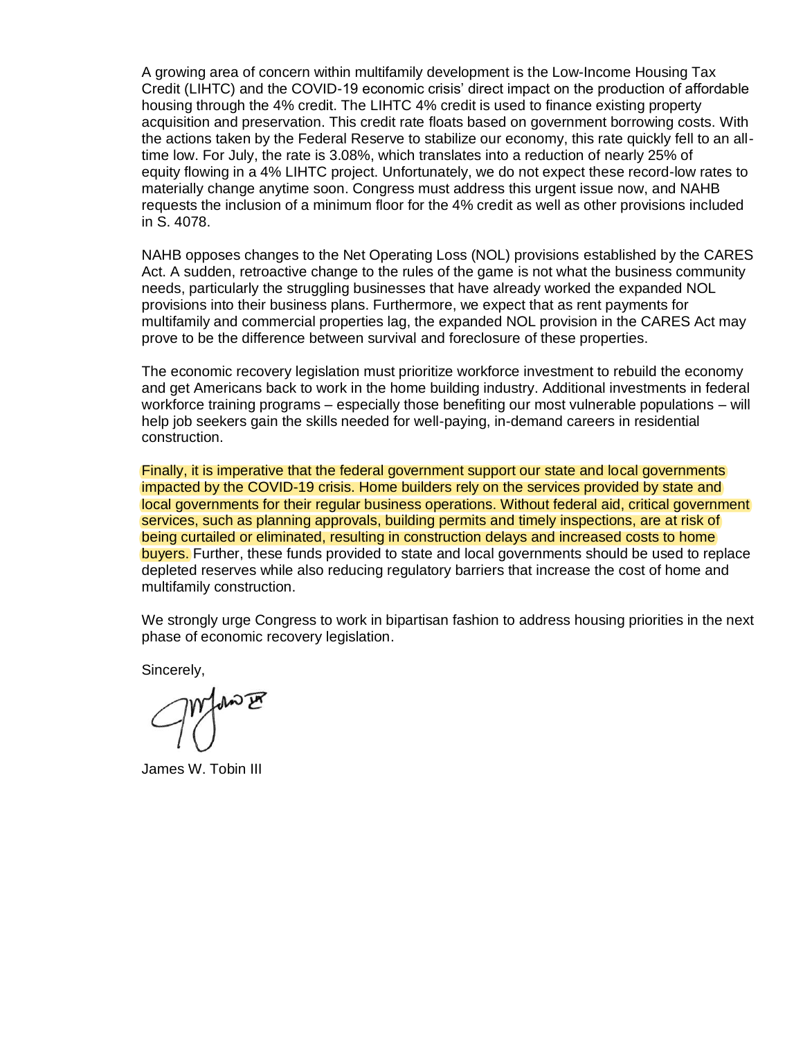A growing area of concern within multifamily development is the Low-Income Housing Tax Credit (LIHTC) and the COVID-19 economic crisis' direct impact on the production of affordable housing through the 4% credit. The LIHTC 4% credit is used to finance existing property acquisition and preservation. This credit rate floats based on government borrowing costs. With the actions taken by the Federal Reserve to stabilize our economy, this rate quickly fell to an all-time low. For July, the rate is 3.08%, which translates into a reduction of nearly 25% of equity flowing in a 4% LIHTC project. Unfortunately, we do not expect these record-low rates to materially change anytime soon. Congress must address this urgent issue now, and NAHB requests the inclusion of a minimum floor for the 4% credit as well as other provisions included in S. 4078.

NAHB opposes changes to the Net Operating Loss (NOL) provisions established by the CARES Act. A sudden, retroactive change to the rules of the game is not what the business community needs, particularly the struggling businesses that have already worked the expanded NOL provisions into their business plans. Furthermore, we expect that as rent payments for multifamily and commercial properties lag, the expanded NOL provision in the CARES Act may prove to be the difference between survival and foreclosure of these properties.

The economic recovery legislation must prioritize workforce investment to rebuild the economy and get Americans back to work in the home building industry. Additional investments in federal workforce training programs – especially those benefiting our most vulnerable populations – will help job seekers gain the skills needed for well-paying, in-demand careers in residential construction.

Finally, it is imperative that the federal government support our state and local governments impacted by the COVID-19 crisis. Home builders rely on the services provided by state and local governments for their regular business operations. Without federal aid, critical government services, such as planning approvals, building permits and timely inspections, are at risk of being curtailed or eliminated, resulting in construction delays and increased costs to home buyers. Further, these funds provided to state and local governments should be used to replace depleted reserves while also reducing regulatory barriers that increase the cost of home and multifamily construction.

We strongly urge Congress to work in bipartisan fashion to address housing priorities in the next phase of economic recovery legislation.

Sincerely,

James W. Tobin III